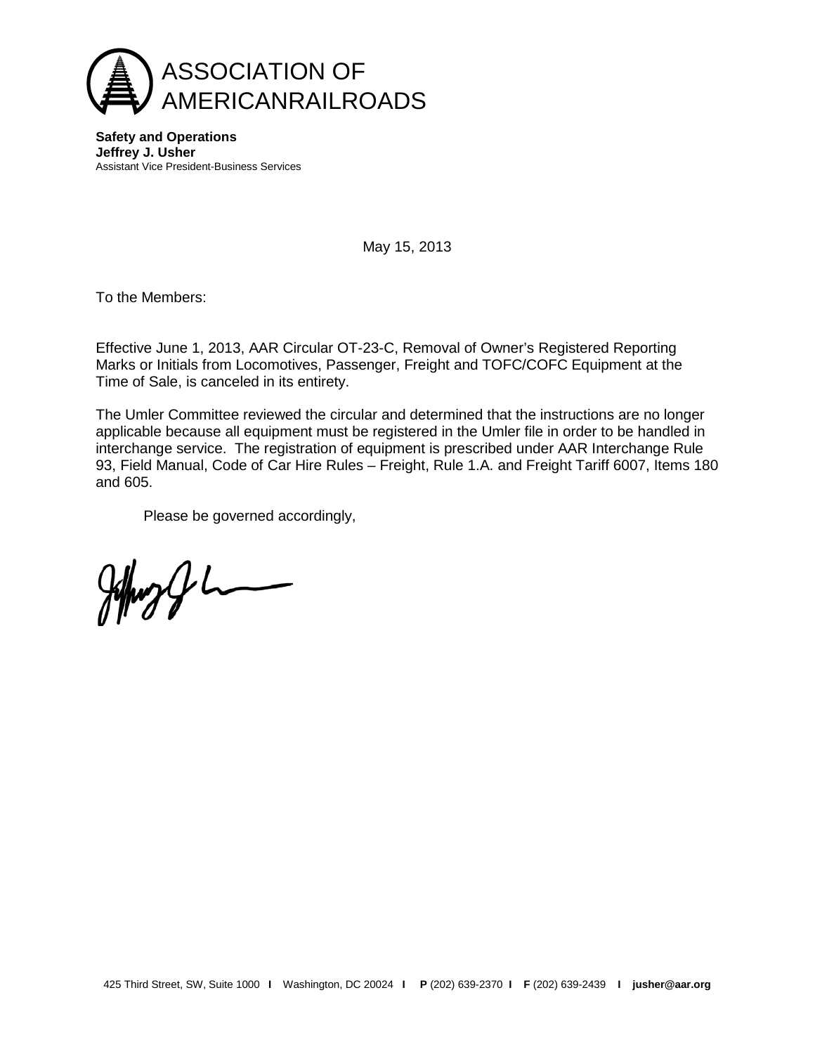# ASSOCIATION OF AMERICANRAILROADS

**Safety and Operations**
**Jeffrey J. Usher**
Assistant Vice President-Business Services

May 15, 2013

To the Members:

Effective June 1, 2013, AAR Circular OT-23-C, Removal of Owner's Registered Reporting Marks or Initials from Locomotives, Passenger, Freight and TOFC/COFC Equipment at the Time of Sale, is canceled in its entirety.

The Umler Committee reviewed the circular and determined that the instructions are no longer applicable because all equipment must be registered in the Umler file in order to be handled in interchange service. The registration of equipment is prescribed under AAR Interchange Rule 93, Field Manual, Code of Car Hire Rules – Freight, Rule 1.A. and Freight Tariff 6007, Items 180 and 605.

Please be governed accordingly,

425 Third Street, SW, Suite 1000 | Washington, DC 20024 | **P** (202) 639-2370 | **F** (202) 639-2439 | **jusher@aar.org**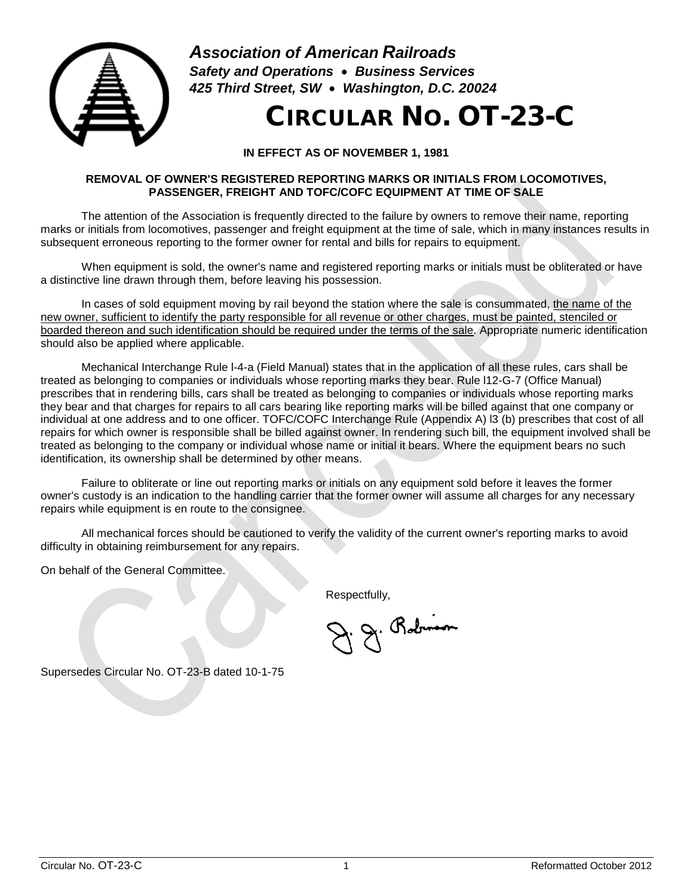**Association of American Railroads**
***Safety and Operations • Business Services***
***425 Third Street, SW • Washington, D.C. 20024***

# CIRCULAR NO. OT-23-C

**IN EFFECT AS OF NOVEMBER 1, 1981**

**REMOVAL OF OWNER'S REGISTERED REPORTING MARKS OR INITIALS FROM LOCOMOTIVES, PASSENGER, FREIGHT AND TOFC/COFC EQUIPMENT AT TIME OF SALE**

The attention of the Association is frequently directed to the failure by owners to remove their name, reporting marks or initials from locomotives, passenger and freight equipment at the time of sale, which in many instances results in subsequent erroneous reporting to the former owner for rental and bills for repairs to equipment.

When equipment is sold, the owner's name and registered reporting marks or initials must be obliterated or have a distinctive line drawn through them, before leaving his possession.

In cases of sold equipment moving by rail beyond the station where the sale is consummated, the name of the new owner, sufficient to identify the party responsible for all revenue or other charges, must be painted, stenciled or boarded thereon and such identification should be required under the terms of the sale. Appropriate numeric identification should also be applied where applicable.

Mechanical Interchange Rule l-4-a (Field Manual) states that in the application of all these rules, cars shall be treated as belonging to companies or individuals whose reporting marks they bear. Rule l12-G-7 (Office Manual) prescribes that in rendering bills, cars shall be treated as belonging to companies or individuals whose reporting marks they bear and that charges for repairs to all cars bearing like reporting marks will be billed against that one company or individual at one address and to one officer. TOFC/COFC Interchange Rule (Appendix A) l3 (b) prescribes that cost of all repairs for which owner is responsible shall be billed against owner. In rendering such bill, the equipment involved shall be treated as belonging to the company or individual whose name or initial it bears. Where the equipment bears no such identification, its ownership shall be determined by other means.

Failure to obliterate or line out reporting marks or initials on any equipment sold before it leaves the former owner's custody is an indication to the handling carrier that the former owner will assume all charges for any necessary repairs while equipment is en route to the consignee.

All mechanical forces should be cautioned to verify the validity of the current owner's reporting marks to avoid difficulty in obtaining reimbursement for any repairs.

On behalf of the General Committee.

Respectfully,

J. J. Robinson

Supersedes Circular No. OT-23-B dated 10-1-75

Cancelled